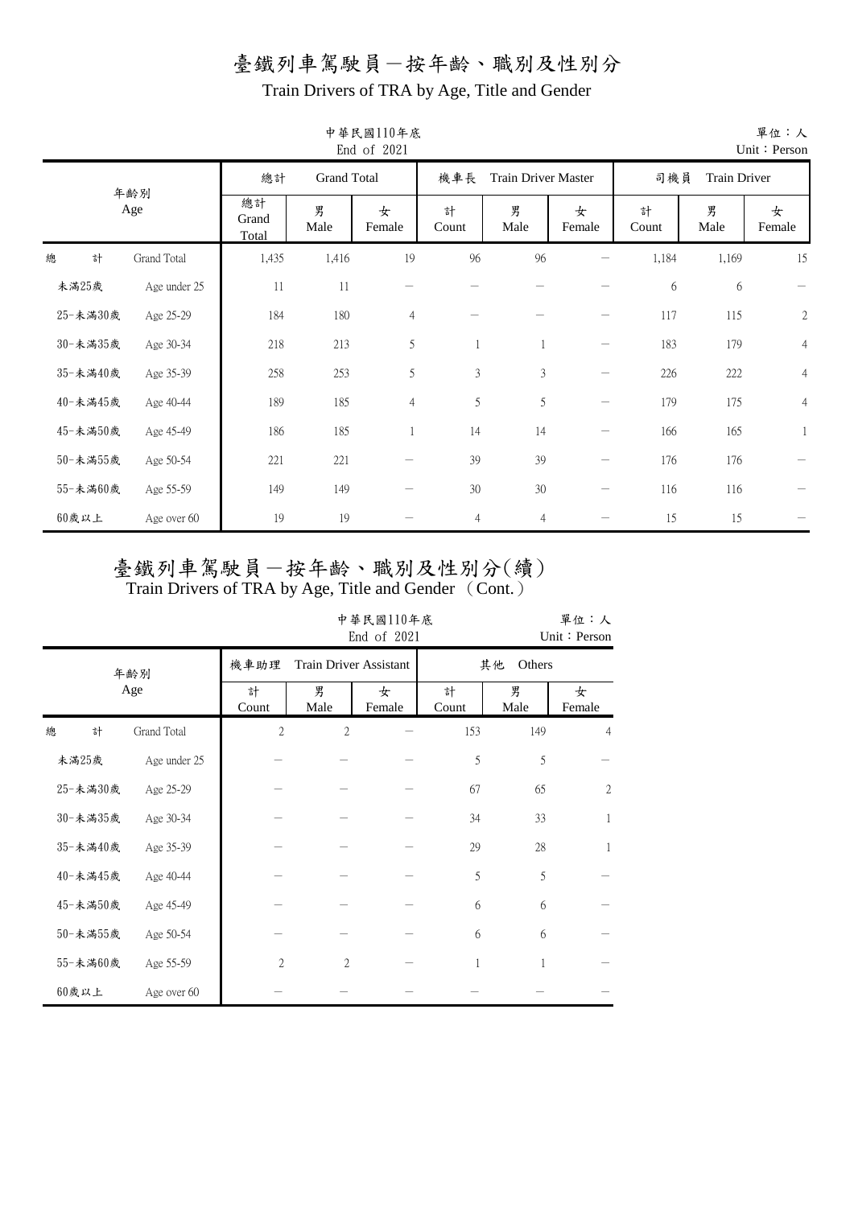# 臺鐵列車駕駛員－按年齡、職別及性別分

Train Drivers of TRA by Age, Title and Gender

中華民國110年底
End of 2021

單位：人
Unit：Person

| 年齡別 Age | | 總計 Grand Total | | | 機車長 Train Driver Master | | | 司機員 Train Driver | | |
|---|---|---|---|---|---|---|---|---|---|---|
| | | 總計 Grand Total | 男 Male | 女 Female | 計 Count | 男 Male | 女 Female | 計 Count | 男 Male | 女 Female |
| 總　計 | Grand Total | 1,435 | 1,416 | 19 | 96 | 96 | － | 1,184 | 1,169 | 15 |
| 未滿25歲 | Age under 25 | 11 | 11 | － | － | － | － | 6 | 6 | － |
| 25-未滿30歲 | Age 25-29 | 184 | 180 | 4 | － | － | － | 117 | 115 | 2 |
| 30-未滿35歲 | Age 30-34 | 218 | 213 | 5 | 1 | 1 | － | 183 | 179 | 4 |
| 35-未滿40歲 | Age 35-39 | 258 | 253 | 5 | 3 | 3 | － | 226 | 222 | 4 |
| 40-未滿45歲 | Age 40-44 | 189 | 185 | 4 | 5 | 5 | － | 179 | 175 | 4 |
| 45-未滿50歲 | Age 45-49 | 186 | 185 | 1 | 14 | 14 | － | 166 | 165 | 1 |
| 50-未滿55歲 | Age 50-54 | 221 | 221 | － | 39 | 39 | － | 176 | 176 | － |
| 55-未滿60歲 | Age 55-59 | 149 | 149 | － | 30 | 30 | － | 116 | 116 | － |
| 60歲以上 | Age over 60 | 19 | 19 | － | 4 | 4 | － | 15 | 15 | － |

# 臺鐵列車駕駛員－按年齡、職別及性別分(續)

Train Drivers of TRA by Age, Title and Gender （Cont.）

中華民國110年底
End of 2021

單位：人
Unit：Person

| 年齡別 Age | | 機車助理 Train Driver Assistant | | | 其他 Others | | |
|---|---|---|---|---|---|---|---|
| | | 計 Count | 男 Male | 女 Female | 計 Count | 男 Male | 女 Female |
| 總　計 | Grand Total | 2 | 2 | － | 153 | 149 | 4 |
| 未滿25歲 | Age under 25 | － | － | － | 5 | 5 | － |
| 25-未滿30歲 | Age 25-29 | － | － | － | 67 | 65 | 2 |
| 30-未滿35歲 | Age 30-34 | － | － | － | 34 | 33 | 1 |
| 35-未滿40歲 | Age 35-39 | － | － | － | 29 | 28 | 1 |
| 40-未滿45歲 | Age 40-44 | － | － | － | 5 | 5 | － |
| 45-未滿50歲 | Age 45-49 | － | － | － | 6 | 6 | － |
| 50-未滿55歲 | Age 50-54 | － | － | － | 6 | 6 | － |
| 55-未滿60歲 | Age 55-59 | 2 | 2 | － | 1 | 1 | － |
| 60歲以上 | Age over 60 | － | － | － | － | － | － |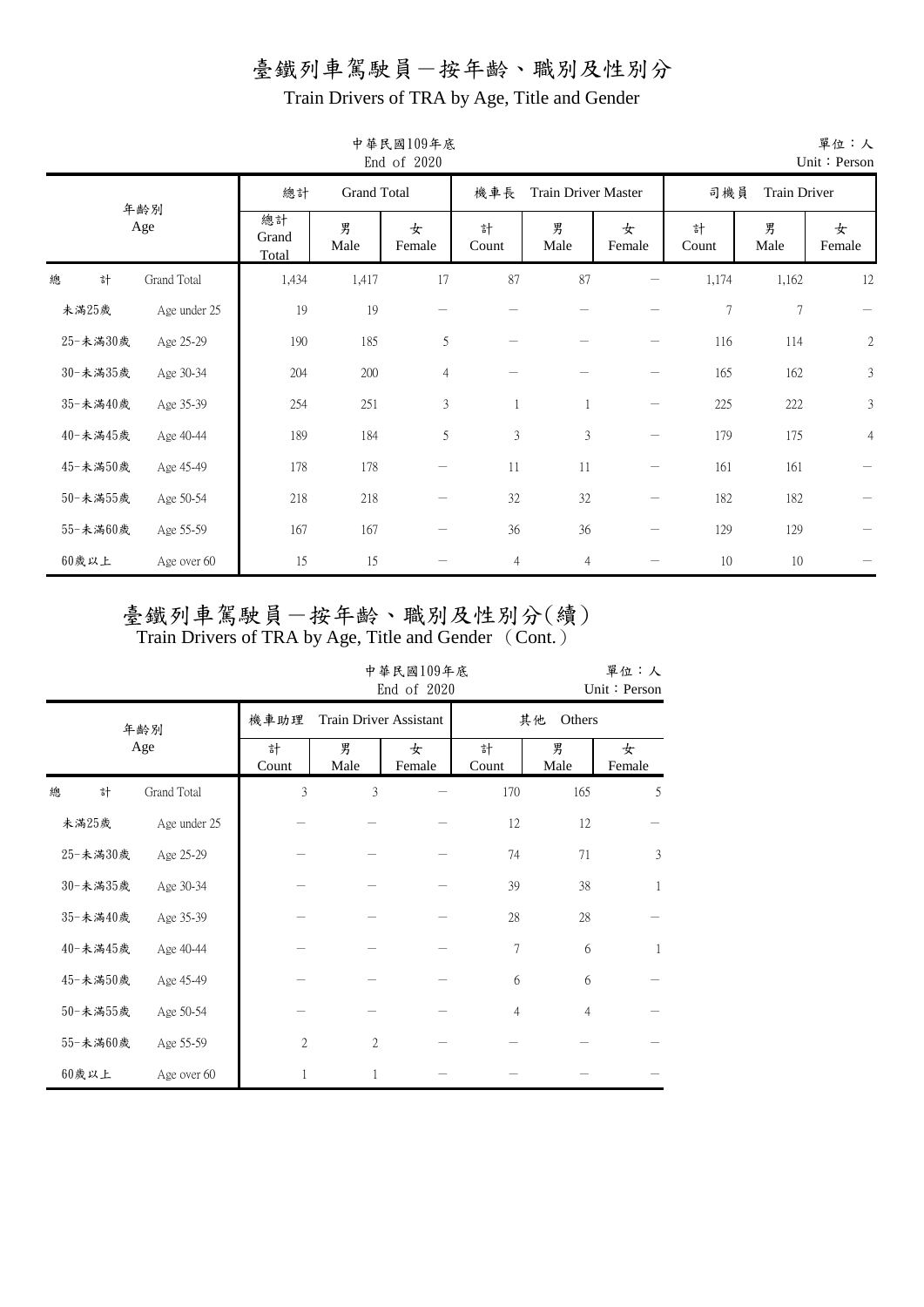# 臺鐵列車駕駛員－按年齡、職別及性別分

## Train Drivers of TRA by Age, Title and Gender

中華民國109年底
End of 2020

單位：人
Unit：Person

| 年齡別 Age | | 總計 Grand Total | | | 機車長 Train Driver Master | | | 司機員 Train Driver | | |
|---|---|---|---|---|---|---|---|---|---|---|
| | | 總計 Grand Total | 男 Male | 女 Female | 計 Count | 男 Male | 女 Female | 計 Count | 男 Male | 女 Female |
| 總　計 | Grand Total | 1,434 | 1,417 | 17 | 87 | 87 | － | 1,174 | 1,162 | 12 |
| 未滿25歲 | Age under 25 | 19 | 19 | － | － | － | － | 7 | 7 | － |
| 25-未滿30歲 | Age 25-29 | 190 | 185 | 5 | － | － | － | 116 | 114 | 2 |
| 30-未滿35歲 | Age 30-34 | 204 | 200 | 4 | － | － | － | 165 | 162 | 3 |
| 35-未滿40歲 | Age 35-39 | 254 | 251 | 3 | 1 | 1 | － | 225 | 222 | 3 |
| 40-未滿45歲 | Age 40-44 | 189 | 184 | 5 | 3 | 3 | － | 179 | 175 | 4 |
| 45-未滿50歲 | Age 45-49 | 178 | 178 | － | 11 | 11 | － | 161 | 161 | － |
| 50-未滿55歲 | Age 50-54 | 218 | 218 | － | 32 | 32 | － | 182 | 182 | － |
| 55-未滿60歲 | Age 55-59 | 167 | 167 | － | 36 | 36 | － | 129 | 129 | － |
| 60歲以上 | Age over 60 | 15 | 15 | － | 4 | 4 | － | 10 | 10 | － |

# 臺鐵列車駕駛員－按年齡、職別及性別分(續)

## Train Drivers of TRA by Age, Title and Gender （Cont.）

中華民國109年底
End of 2020

單位：人
Unit：Person

| 年齡別 Age | | 機車助理 Train Driver Assistant | | | 其他 Others | | |
|---|---|---|---|---|---|---|---|
| | | 計 Count | 男 Male | 女 Female | 計 Count | 男 Male | 女 Female |
| 總　計 | Grand Total | 3 | 3 | － | 170 | 165 | 5 |
| 未滿25歲 | Age under 25 | － | － | － | 12 | 12 | － |
| 25-未滿30歲 | Age 25-29 | － | － | － | 74 | 71 | 3 |
| 30-未滿35歲 | Age 30-34 | － | － | － | 39 | 38 | 1 |
| 35-未滿40歲 | Age 35-39 | － | － | － | 28 | 28 | － |
| 40-未滿45歲 | Age 40-44 | － | － | － | 7 | 6 | 1 |
| 45-未滿50歲 | Age 45-49 | － | － | － | 6 | 6 | － |
| 50-未滿55歲 | Age 50-54 | － | － | － | 4 | 4 | － |
| 55-未滿60歲 | Age 55-59 | 2 | 2 | － | － | － | － |
| 60歲以上 | Age over 60 | 1 | 1 | － | － | － | － |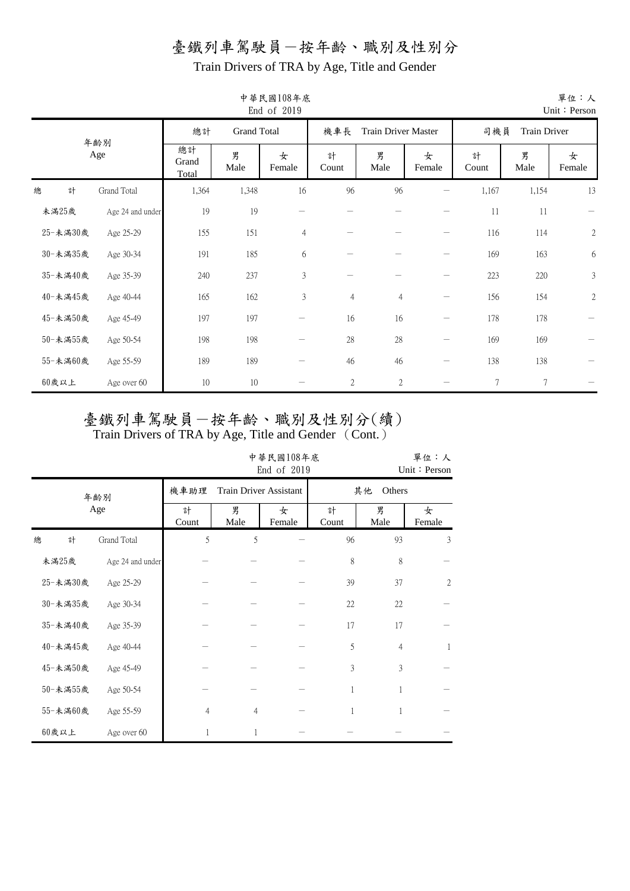# 臺鐵列車駕駛員－按年齡、職別及性別分

## Train Drivers of TRA by Age, Title and Gender

中華民國108年底
End of 2019

單位：人
Unit：Person

| 年齡別 Age | | 總計 Grand Total | | | 機車長 Train Driver Master | | | 司機員 Train Driver | | |
|---|---|---|---|---|---|---|---|---|---|---|
| | | 總計 Grand Total | 男 Male | 女 Female | 計 Count | 男 Male | 女 Female | 計 Count | 男 Male | 女 Female |
| 總　計 | Grand Total | 1,364 | 1,348 | 16 | 96 | 96 | － | 1,167 | 1,154 | 13 |
| 未滿25歲 | Age 24 and under | 19 | 19 | － | － | － | － | 11 | 11 | － |
| 25-未滿30歲 | Age 25-29 | 155 | 151 | 4 | － | － | － | 116 | 114 | 2 |
| 30-未滿35歲 | Age 30-34 | 191 | 185 | 6 | － | － | － | 169 | 163 | 6 |
| 35-未滿40歲 | Age 35-39 | 240 | 237 | 3 | － | － | － | 223 | 220 | 3 |
| 40-未滿45歲 | Age 40-44 | 165 | 162 | 3 | 4 | 4 | － | 156 | 154 | 2 |
| 45-未滿50歲 | Age 45-49 | 197 | 197 | － | 16 | 16 | － | 178 | 178 | － |
| 50-未滿55歲 | Age 50-54 | 198 | 198 | － | 28 | 28 | － | 169 | 169 | － |
| 55-未滿60歲 | Age 55-59 | 189 | 189 | － | 46 | 46 | － | 138 | 138 | － |
| 60歲以上 | Age over 60 | 10 | 10 | － | 2 | 2 | － | 7 | 7 | － |

# 臺鐵列車駕駛員－按年齡、職別及性別分(續)

## Train Drivers of TRA by Age, Title and Gender （Cont.）

中華民國108年底
End of 2019

單位：人
Unit：Person

| 年齡別 Age | | 機車助理 Train Driver Assistant | | | 其他 Others | | |
|---|---|---|---|---|---|---|---|
| | | 計 Count | 男 Male | 女 Female | 計 Count | 男 Male | 女 Female |
| 總　計 | Grand Total | 5 | 5 | － | 96 | 93 | 3 |
| 未滿25歲 | Age 24 and under | － | － | － | 8 | 8 | － |
| 25-未滿30歲 | Age 25-29 | － | － | － | 39 | 37 | 2 |
| 30-未滿35歲 | Age 30-34 | － | － | － | 22 | 22 | － |
| 35-未滿40歲 | Age 35-39 | － | － | － | 17 | 17 | － |
| 40-未滿45歲 | Age 40-44 | － | － | － | 5 | 4 | 1 |
| 45-未滿50歲 | Age 45-49 | － | － | － | 3 | 3 | － |
| 50-未滿55歲 | Age 50-54 | － | － | － | 1 | 1 | － |
| 55-未滿60歲 | Age 55-59 | 4 | 4 | － | 1 | 1 | － |
| 60歲以上 | Age over 60 | 1 | 1 | － | － | － | － |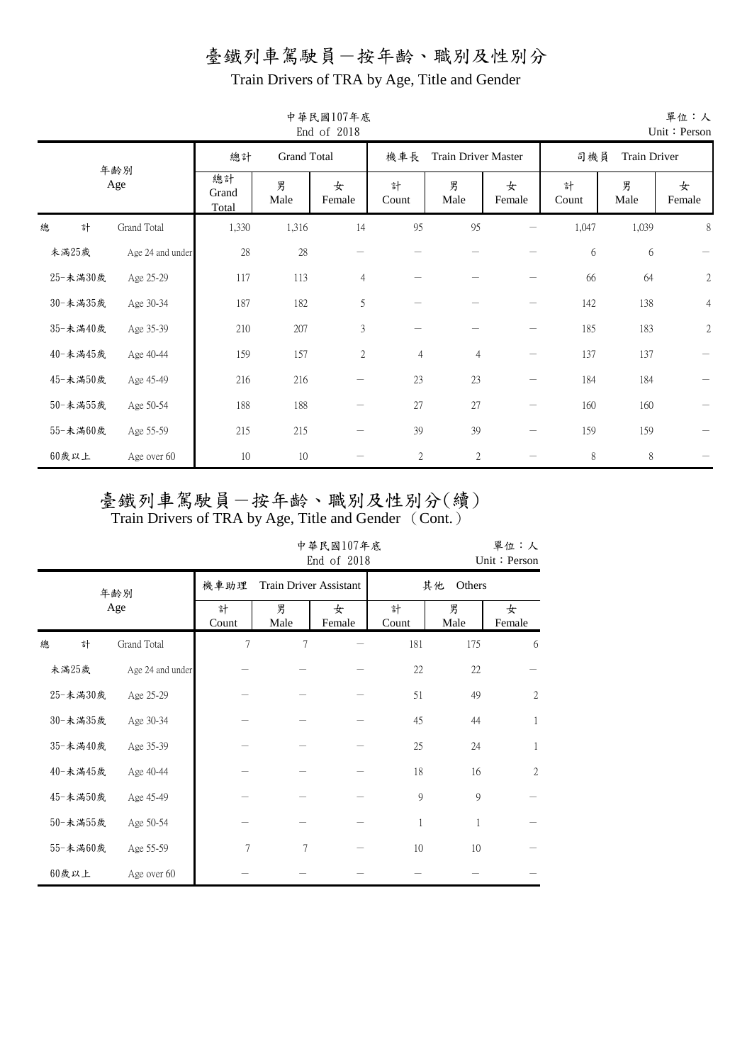# 臺鐵列車駕駛員－按年齡、職別及性別分

## Train Drivers of TRA by Age, Title and Gender

中華民國107年底
End of 2018

單位：人
Unit：Person

| 年齡別 Age | | 總計 Grand Total | | | 機車長 Train Driver Master | | | 司機員 Train Driver | | |
|---|---|---|---|---|---|---|---|---|---|---|
| | | 總計 Grand Total | 男 Male | 女 Female | 計 Count | 男 Male | 女 Female | 計 Count | 男 Male | 女 Female |
| 總　計 | Grand Total | 1,330 | 1,316 | 14 | 95 | 95 | － | 1,047 | 1,039 | 8 |
| 未滿25歲 | Age 24 and under | 28 | 28 | － | － | － | － | 6 | 6 | － |
| 25-未滿30歲 | Age 25-29 | 117 | 113 | 4 | － | － | － | 66 | 64 | 2 |
| 30-未滿35歲 | Age 30-34 | 187 | 182 | 5 | － | － | － | 142 | 138 | 4 |
| 35-未滿40歲 | Age 35-39 | 210 | 207 | 3 | － | － | － | 185 | 183 | 2 |
| 40-未滿45歲 | Age 40-44 | 159 | 157 | 2 | 4 | 4 | － | 137 | 137 | － |
| 45-未滿50歲 | Age 45-49 | 216 | 216 | － | 23 | 23 | － | 184 | 184 | － |
| 50-未滿55歲 | Age 50-54 | 188 | 188 | － | 27 | 27 | － | 160 | 160 | － |
| 55-未滿60歲 | Age 55-59 | 215 | 215 | － | 39 | 39 | － | 159 | 159 | － |
| 60歲以上 | Age over 60 | 10 | 10 | － | 2 | 2 | － | 8 | 8 | － |

# 臺鐵列車駕駛員－按年齡、職別及性別分(續)

## Train Drivers of TRA by Age, Title and Gender （Cont.）

中華民國107年底
End of 2018

單位：人
Unit：Person

| 年齡別 Age | | 機車助理 Train Driver Assistant | | | 其他 Others | | |
|---|---|---|---|---|---|---|---|
| | | 計 Count | 男 Male | 女 Female | 計 Count | 男 Male | 女 Female |
| 總　計 | Grand Total | 7 | 7 | － | 181 | 175 | 6 |
| 未滿25歲 | Age 24 and under | － | － | － | 22 | 22 | － |
| 25-未滿30歲 | Age 25-29 | － | － | － | 51 | 49 | 2 |
| 30-未滿35歲 | Age 30-34 | － | － | － | 45 | 44 | 1 |
| 35-未滿40歲 | Age 35-39 | － | － | － | 25 | 24 | 1 |
| 40-未滿45歲 | Age 40-44 | － | － | － | 18 | 16 | 2 |
| 45-未滿50歲 | Age 45-49 | － | － | － | 9 | 9 | － |
| 50-未滿55歲 | Age 50-54 | － | － | － | 1 | 1 | － |
| 55-未滿60歲 | Age 55-59 | 7 | 7 | － | 10 | 10 | － |
| 60歲以上 | Age over 60 | － | － | － | － | － | － |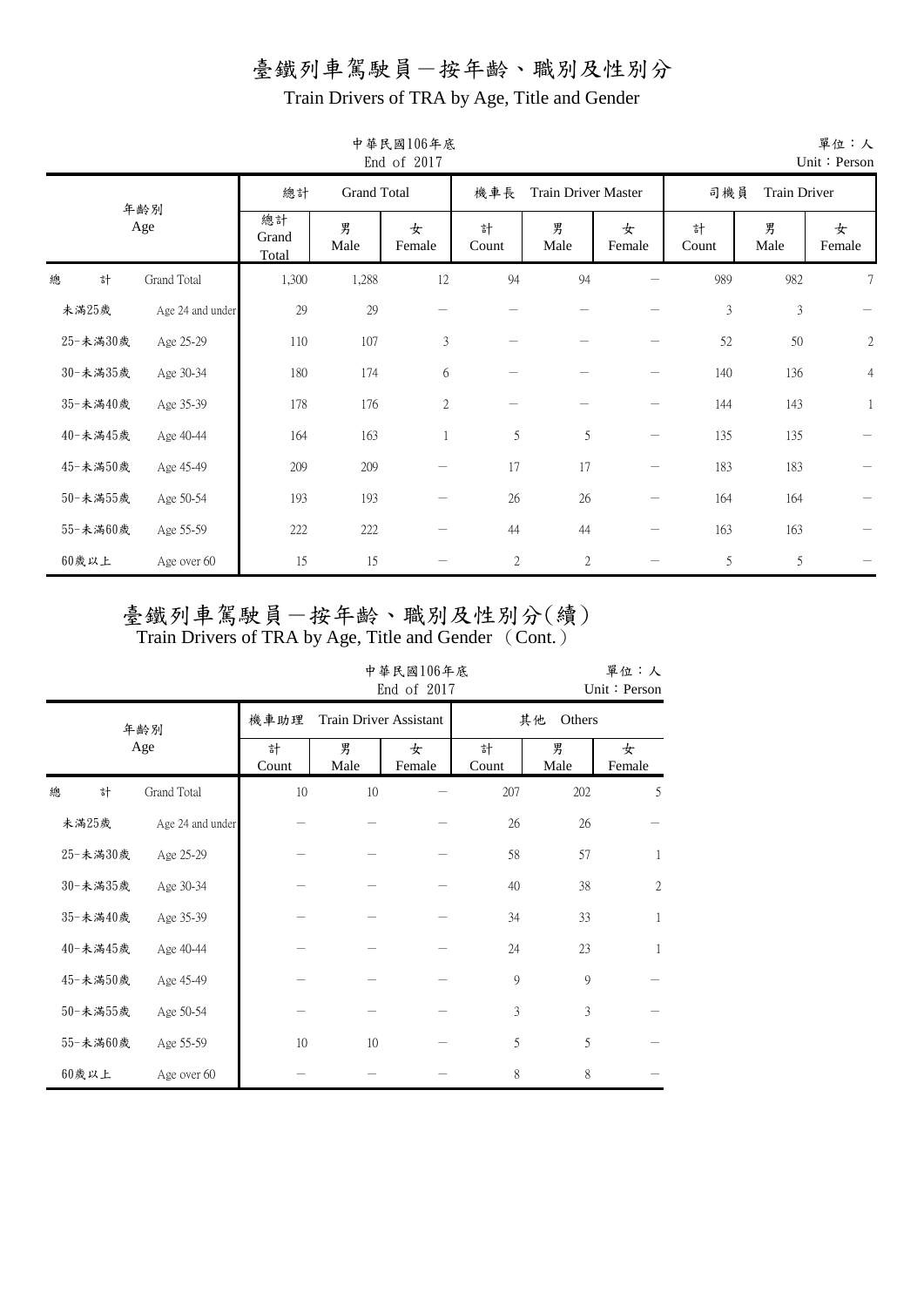# 臺鐵列車駕駛員－按年齡、職別及性別分

## Train Drivers of TRA by Age, Title and Gender

中華民國106年底
End of 2017

單位：人
Unit：Person

| 年齡別 Age | | 總計 Grand Total | | | 機車長 Train Driver Master | | | 司機員 Train Driver | | |
|---|---|---|---|---|---|---|---|---|---|---|
| | | 總計 Grand Total | 男 Male | 女 Female | 計 Count | 男 Male | 女 Female | 計 Count | 男 Male | 女 Female |
| 總　計 | Grand Total | 1,300 | 1,288 | 12 | 94 | 94 | － | 989 | 982 | 7 |
| 未滿25歲 | Age 24 and under | 29 | 29 | － | － | － | － | 3 | 3 | － |
| 25-未滿30歲 | Age 25-29 | 110 | 107 | 3 | － | － | － | 52 | 50 | 2 |
| 30-未滿35歲 | Age 30-34 | 180 | 174 | 6 | － | － | － | 140 | 136 | 4 |
| 35-未滿40歲 | Age 35-39 | 178 | 176 | 2 | － | － | － | 144 | 143 | 1 |
| 40-未滿45歲 | Age 40-44 | 164 | 163 | 1 | 5 | 5 | － | 135 | 135 | － |
| 45-未滿50歲 | Age 45-49 | 209 | 209 | － | 17 | 17 | － | 183 | 183 | － |
| 50-未滿55歲 | Age 50-54 | 193 | 193 | － | 26 | 26 | － | 164 | 164 | － |
| 55-未滿60歲 | Age 55-59 | 222 | 222 | － | 44 | 44 | － | 163 | 163 | － |
| 60歲以上 | Age over 60 | 15 | 15 | － | 2 | 2 | － | 5 | 5 | － |

# 臺鐵列車駕駛員－按年齡、職別及性別分(續)

## Train Drivers of TRA by Age, Title and Gender （Cont.）

中華民國106年底
End of 2017

單位：人
Unit：Person

| 年齡別 Age | | 機車助理 Train Driver Assistant | | | 其他 Others | | |
|---|---|---|---|---|---|---|---|
| | | 計 Count | 男 Male | 女 Female | 計 Count | 男 Male | 女 Female |
| 總　計 | Grand Total | 10 | 10 | － | 207 | 202 | 5 |
| 未滿25歲 | Age 24 and under | － | － | － | 26 | 26 | － |
| 25-未滿30歲 | Age 25-29 | － | － | － | 58 | 57 | 1 |
| 30-未滿35歲 | Age 30-34 | － | － | － | 40 | 38 | 2 |
| 35-未滿40歲 | Age 35-39 | － | － | － | 34 | 33 | 1 |
| 40-未滿45歲 | Age 40-44 | － | － | － | 24 | 23 | 1 |
| 45-未滿50歲 | Age 45-49 | － | － | － | 9 | 9 | － |
| 50-未滿55歲 | Age 50-54 | － | － | － | 3 | 3 | － |
| 55-未滿60歲 | Age 55-59 | 10 | 10 | － | 5 | 5 | － |
| 60歲以上 | Age over 60 | － | － | － | 8 | 8 | － |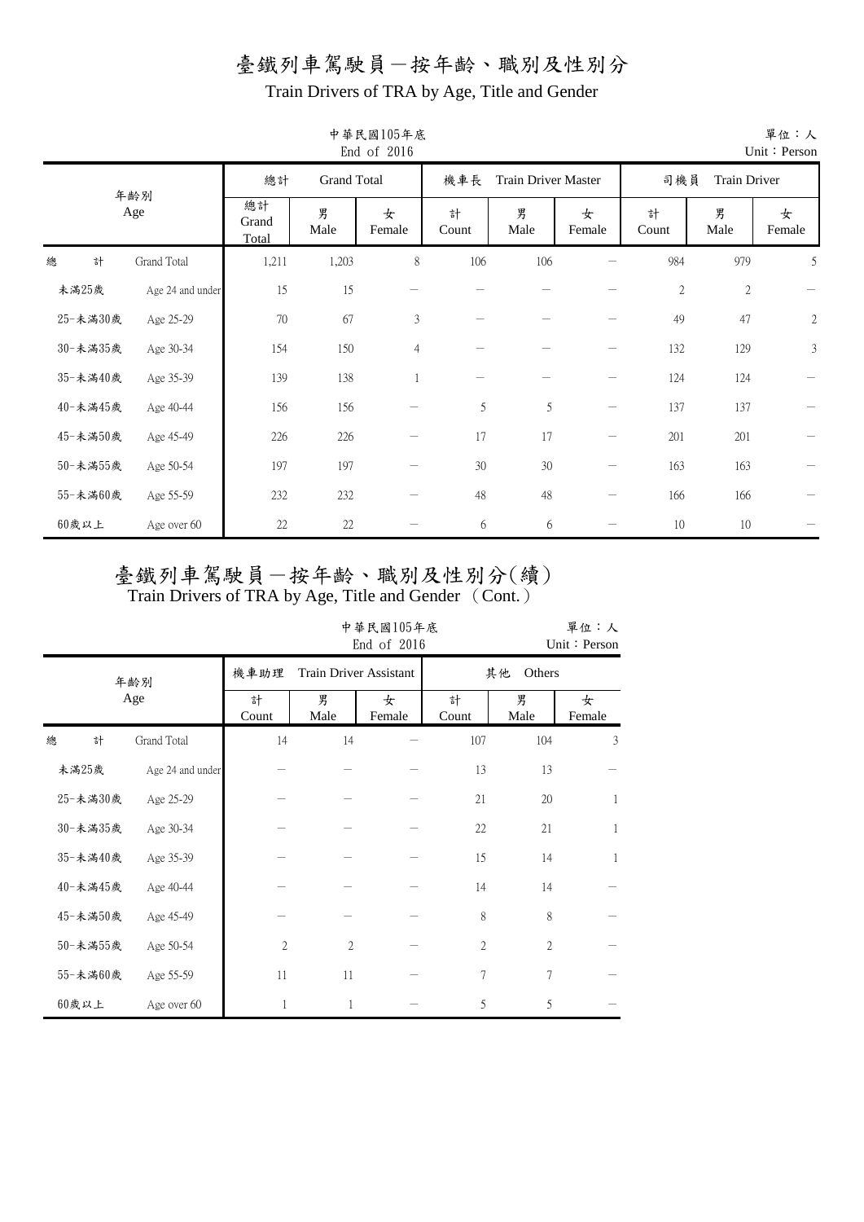# 臺鐵列車駕駛員－按年齡、職別及性別分

Train Drivers of TRA by Age, Title and Gender

中華民國105年底
End of 2016

單位：人
Unit：Person

| 年齡別 Age | | 總計 Grand Total | | | 機車長 Train Driver Master | | | 司機員 Train Driver | | |
|---|---|---|---|---|---|---|---|---|---|---|
| | | 總計 Grand Total | 男 Male | 女 Female | 計 Count | 男 Male | 女 Female | 計 Count | 男 Male | 女 Female |
| 總　計 | Grand Total | 1,211 | 1,203 | 8 | 106 | 106 | － | 984 | 979 | 5 |
| 未滿25歲 | Age 24 and under | 15 | 15 | － | － | － | － | 2 | 2 | － |
| 25-未滿30歲 | Age 25-29 | 70 | 67 | 3 | － | － | － | 49 | 47 | 2 |
| 30-未滿35歲 | Age 30-34 | 154 | 150 | 4 | － | － | － | 132 | 129 | 3 |
| 35-未滿40歲 | Age 35-39 | 139 | 138 | 1 | － | － | － | 124 | 124 | － |
| 40-未滿45歲 | Age 40-44 | 156 | 156 | － | 5 | 5 | － | 137 | 137 | － |
| 45-未滿50歲 | Age 45-49 | 226 | 226 | － | 17 | 17 | － | 201 | 201 | － |
| 50-未滿55歲 | Age 50-54 | 197 | 197 | － | 30 | 30 | － | 163 | 163 | － |
| 55-未滿60歲 | Age 55-59 | 232 | 232 | － | 48 | 48 | － | 166 | 166 | － |
| 60歲以上 | Age over 60 | 22 | 22 | － | 6 | 6 | － | 10 | 10 | － |

# 臺鐵列車駕駛員－按年齡、職別及性別分(續)

Train Drivers of TRA by Age, Title and Gender （Cont.）

中華民國105年底
End of 2016

單位：人
Unit：Person

| 年齡別 Age | | 機車助理 Train Driver Assistant | | | 其他 Others | | |
|---|---|---|---|---|---|---|---|
| | | 計 Count | 男 Male | 女 Female | 計 Count | 男 Male | 女 Female |
| 總　計 | Grand Total | 14 | 14 | － | 107 | 104 | 3 |
| 未滿25歲 | Age 24 and under | － | － | － | 13 | 13 | － |
| 25-未滿30歲 | Age 25-29 | － | － | － | 21 | 20 | 1 |
| 30-未滿35歲 | Age 30-34 | － | － | － | 22 | 21 | 1 |
| 35-未滿40歲 | Age 35-39 | － | － | － | 15 | 14 | 1 |
| 40-未滿45歲 | Age 40-44 | － | － | － | 14 | 14 | － |
| 45-未滿50歲 | Age 45-49 | － | － | － | 8 | 8 | － |
| 50-未滿55歲 | Age 50-54 | 2 | 2 | － | 2 | 2 | － |
| 55-未滿60歲 | Age 55-59 | 11 | 11 | － | 7 | 7 | － |
| 60歲以上 | Age over 60 | 1 | 1 | － | 5 | 5 | － |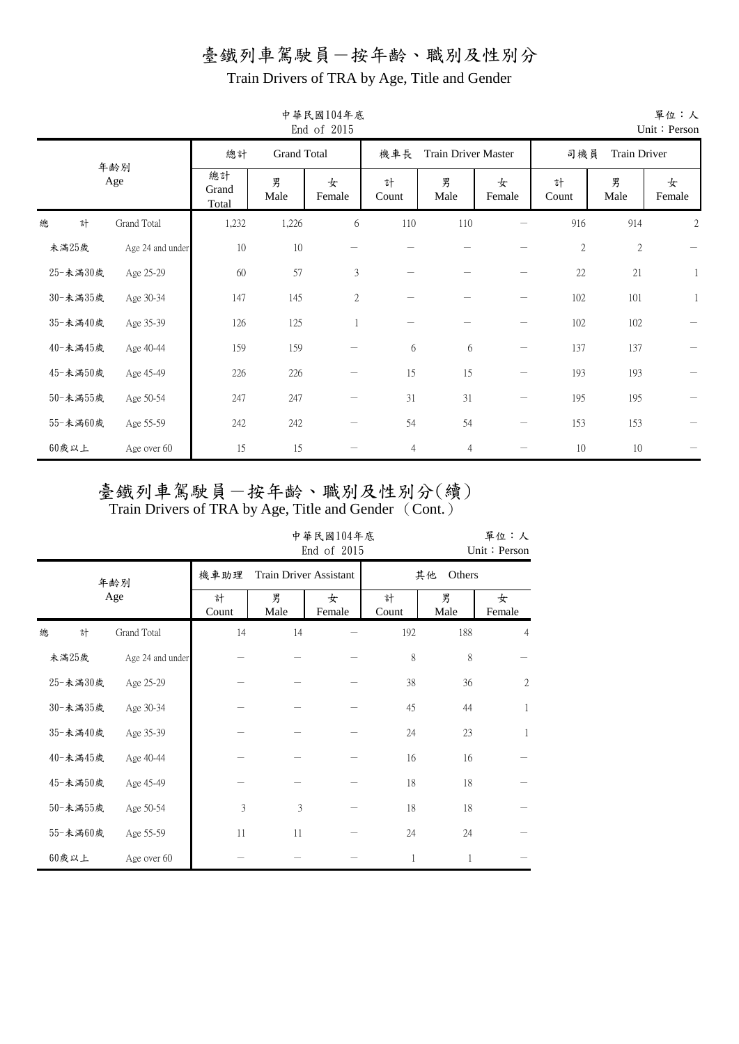# 臺鐵列車駕駛員－按年齡、職別及性別分

Train Drivers of TRA by Age, Title and Gender

中華民國104年底
End of 2015

單位：人
Unit：Person

| 年齡別 Age | | 總計 Grand Total | | | 機車長 Train Driver Master | | | 司機員 Train Driver | | |
|---|---|---|---|---|---|---|---|---|---|---|
| | | 總計 Grand Total | 男 Male | 女 Female | 計 Count | 男 Male | 女 Female | 計 Count | 男 Male | 女 Female |
| 總　計 | Grand Total | 1,232 | 1,226 | 6 | 110 | 110 | － | 916 | 914 | 2 |
| 未滿25歲 | Age 24 and under | 10 | 10 | － | － | － | － | 2 | 2 | － |
| 25-未滿30歲 | Age 25-29 | 60 | 57 | 3 | － | － | － | 22 | 21 | 1 |
| 30-未滿35歲 | Age 30-34 | 147 | 145 | 2 | － | － | － | 102 | 101 | 1 |
| 35-未滿40歲 | Age 35-39 | 126 | 125 | 1 | － | － | － | 102 | 102 | － |
| 40-未滿45歲 | Age 40-44 | 159 | 159 | － | 6 | 6 | － | 137 | 137 | － |
| 45-未滿50歲 | Age 45-49 | 226 | 226 | － | 15 | 15 | － | 193 | 193 | － |
| 50-未滿55歲 | Age 50-54 | 247 | 247 | － | 31 | 31 | － | 195 | 195 | － |
| 55-未滿60歲 | Age 55-59 | 242 | 242 | － | 54 | 54 | － | 153 | 153 | － |
| 60歲以上 | Age over 60 | 15 | 15 | － | 4 | 4 | － | 10 | 10 | － |

# 臺鐵列車駕駛員－按年齡、職別及性別分(續)

Train Drivers of TRA by Age, Title and Gender (Cont.)

中華民國104年底
End of 2015

單位：人
Unit：Person

| 年齡別 Age | | 機車助理 Train Driver Assistant | | | 其他 Others | | |
|---|---|---|---|---|---|---|---|
| | | 計 Count | 男 Male | 女 Female | 計 Count | 男 Male | 女 Female |
| 總　計 | Grand Total | 14 | 14 | － | 192 | 188 | 4 |
| 未滿25歲 | Age 24 and under | － | － | － | 8 | 8 | － |
| 25-未滿30歲 | Age 25-29 | － | － | － | 38 | 36 | 2 |
| 30-未滿35歲 | Age 30-34 | － | － | － | 45 | 44 | 1 |
| 35-未滿40歲 | Age 35-39 | － | － | － | 24 | 23 | 1 |
| 40-未滿45歲 | Age 40-44 | － | － | － | 16 | 16 | － |
| 45-未滿50歲 | Age 45-49 | － | － | － | 18 | 18 | － |
| 50-未滿55歲 | Age 50-54 | 3 | 3 | － | 18 | 18 | － |
| 55-未滿60歲 | Age 55-59 | 11 | 11 | － | 24 | 24 | － |
| 60歲以上 | Age over 60 | － | － | － | 1 | 1 | － |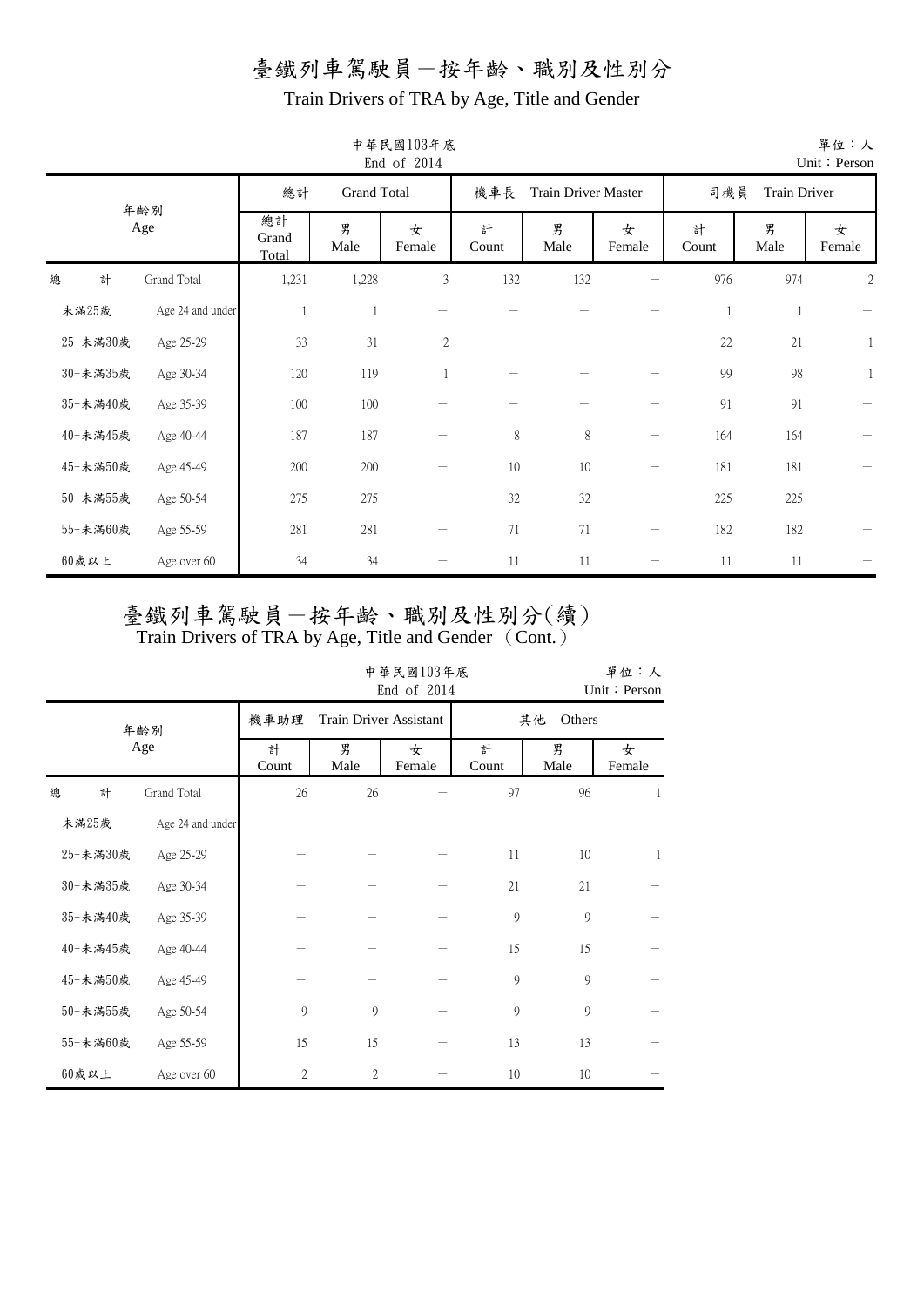# 臺鐵列車駕駛員－按年齡、職別及性別分

Train Drivers of TRA by Age, Title and Gender

中華民國103年底 End of 2014

單位：人 Unit：Person

| 年齡別 Age | | 總計 Grand Total | | | 機車長 Train Driver Master | | | 司機員 Train Driver | | |
|---|---|---|---|---|---|---|---|---|---|---|
| | | 總計 Grand Total | 男 Male | 女 Female | 計 Count | 男 Male | 女 Female | 計 Count | 男 Male | 女 Female |
| 總　計 | Grand Total | 1,231 | 1,228 | 3 | 132 | 132 | － | 976 | 974 | 2 |
| 未滿25歲 | Age 24 and under | 1 | 1 | － | － | － | － | 1 | 1 | － |
| 25-未滿30歲 | Age 25-29 | 33 | 31 | 2 | － | － | － | 22 | 21 | 1 |
| 30-未滿35歲 | Age 30-34 | 120 | 119 | 1 | － | － | － | 99 | 98 | 1 |
| 35-未滿40歲 | Age 35-39 | 100 | 100 | － | － | － | － | 91 | 91 | － |
| 40-未滿45歲 | Age 40-44 | 187 | 187 | － | 8 | 8 | － | 164 | 164 | － |
| 45-未滿50歲 | Age 45-49 | 200 | 200 | － | 10 | 10 | － | 181 | 181 | － |
| 50-未滿55歲 | Age 50-54 | 275 | 275 | － | 32 | 32 | － | 225 | 225 | － |
| 55-未滿60歲 | Age 55-59 | 281 | 281 | － | 71 | 71 | － | 182 | 182 | － |
| 60歲以上 | Age over 60 | 34 | 34 | － | 11 | 11 | － | 11 | 11 | － |

# 臺鐵列車駕駛員－按年齡、職別及性別分(續)

Train Drivers of TRA by Age, Title and Gender （Cont.）

中華民國103年底 End of 2014

單位：人 Unit：Person

| 年齡別 Age | | 機車助理 Train Driver Assistant | | | 其他 Others | | |
|---|---|---|---|---|---|---|---|
| | | 計 Count | 男 Male | 女 Female | 計 Count | 男 Male | 女 Female |
| 總　計 | Grand Total | 26 | 26 | － | 97 | 96 | 1 |
| 未滿25歲 | Age 24 and under | － | － | － | － | － | － |
| 25-未滿30歲 | Age 25-29 | － | － | － | 11 | 10 | 1 |
| 30-未滿35歲 | Age 30-34 | － | － | － | 21 | 21 | － |
| 35-未滿40歲 | Age 35-39 | － | － | － | 9 | 9 | － |
| 40-未滿45歲 | Age 40-44 | － | － | － | 15 | 15 | － |
| 45-未滿50歲 | Age 45-49 | － | － | － | 9 | 9 | － |
| 50-未滿55歲 | Age 50-54 | 9 | 9 | － | 9 | 9 | － |
| 55-未滿60歲 | Age 55-59 | 15 | 15 | － | 13 | 13 | － |
| 60歲以上 | Age over 60 | 2 | 2 | － | 10 | 10 | － |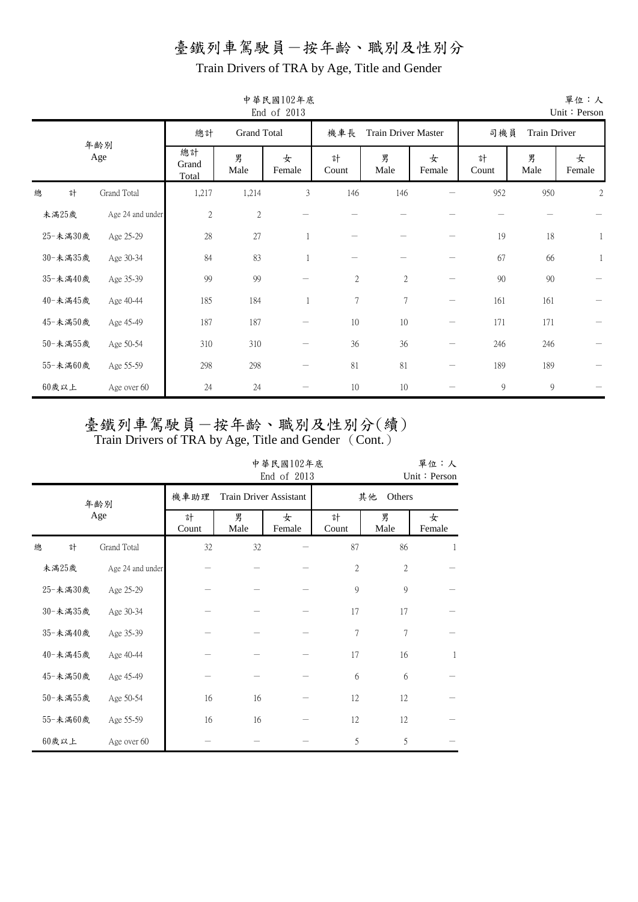# 臺鐵列車駕駛員－按年齡、職別及性別分

Train Drivers of TRA by Age, Title and Gender

中華民國102年底
End of 2013

單位：人
Unit：Person

| 年齡別 Age | | 總計 Grand Total | | | 機車長 Train Driver Master | | | 司機員 Train Driver | | |
|---|---|---|---|---|---|---|---|---|---|---|
| | | 總計 Grand Total | 男 Male | 女 Female | 計 Count | 男 Male | 女 Female | 計 Count | 男 Male | 女 Female |
| 總　計 | Grand Total | 1,217 | 1,214 | 3 | 146 | 146 | － | 952 | 950 | 2 |
| 未滿25歲 | Age 24 and under | 2 | 2 | － | － | － | － | － | － | － |
| 25-未滿30歲 | Age 25-29 | 28 | 27 | 1 | － | － | － | 19 | 18 | 1 |
| 30-未滿35歲 | Age 30-34 | 84 | 83 | 1 | － | － | － | 67 | 66 | 1 |
| 35-未滿40歲 | Age 35-39 | 99 | 99 | － | 2 | 2 | － | 90 | 90 | － |
| 40-未滿45歲 | Age 40-44 | 185 | 184 | 1 | 7 | 7 | － | 161 | 161 | － |
| 45-未滿50歲 | Age 45-49 | 187 | 187 | － | 10 | 10 | － | 171 | 171 | － |
| 50-未滿55歲 | Age 50-54 | 310 | 310 | － | 36 | 36 | － | 246 | 246 | － |
| 55-未滿60歲 | Age 55-59 | 298 | 298 | － | 81 | 81 | － | 189 | 189 | － |
| 60歲以上 | Age over 60 | 24 | 24 | － | 10 | 10 | － | 9 | 9 | － |

# 臺鐵列車駕駛員－按年齡、職別及性別分(續)

Train Drivers of TRA by Age, Title and Gender （Cont.）

中華民國102年底
End of 2013

單位：人
Unit：Person

| 年齡別 Age | | 機車助理 Train Driver Assistant | | | 其他 Others | | |
|---|---|---|---|---|---|---|---|
| | | 計 Count | 男 Male | 女 Female | 計 Count | 男 Male | 女 Female |
| 總　計 | Grand Total | 32 | 32 | － | 87 | 86 | 1 |
| 未滿25歲 | Age 24 and under | － | － | － | 2 | 2 | － |
| 25-未滿30歲 | Age 25-29 | － | － | － | 9 | 9 | － |
| 30-未滿35歲 | Age 30-34 | － | － | － | 17 | 17 | － |
| 35-未滿40歲 | Age 35-39 | － | － | － | 7 | 7 | － |
| 40-未滿45歲 | Age 40-44 | － | － | － | 17 | 16 | 1 |
| 45-未滿50歲 | Age 45-49 | － | － | － | 6 | 6 | － |
| 50-未滿55歲 | Age 50-54 | 16 | 16 | － | 12 | 12 | － |
| 55-未滿60歲 | Age 55-59 | 16 | 16 | － | 12 | 12 | － |
| 60歲以上 | Age over 60 | － | － | － | 5 | 5 | － |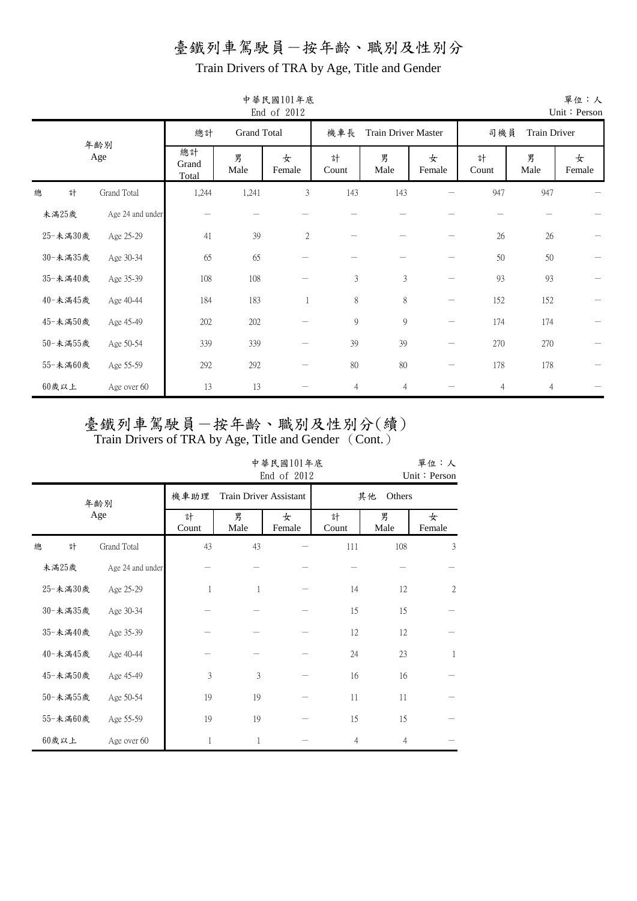# 臺鐵列車駕駛員－按年齡、職別及性別分

## Train Drivers of TRA by Age, Title and Gender

中華民國101年底
End of 2012

單位：人
Unit：Person

| 年齡別 Age | | 總計 Grand Total | | | 機車長 Train Driver Master | | | 司機員 Train Driver | | |
|---|---|---|---|---|---|---|---|---|---|---|
| | | 總計 Grand Total | 男 Male | 女 Female | 計 Count | 男 Male | 女 Female | 計 Count | 男 Male | 女 Female |
| 總　計 | Grand Total | 1,244 | 1,241 | 3 | 143 | 143 | － | 947 | 947 | － |
| 未滿25歲 | Age 24 and under | － | － | － | － | － | － | － | － | － |
| 25-未滿30歲 | Age 25-29 | 41 | 39 | 2 | － | － | － | 26 | 26 | － |
| 30-未滿35歲 | Age 30-34 | 65 | 65 | － | － | － | － | 50 | 50 | － |
| 35-未滿40歲 | Age 35-39 | 108 | 108 | － | 3 | 3 | － | 93 | 93 | － |
| 40-未滿45歲 | Age 40-44 | 184 | 183 | 1 | 8 | 8 | － | 152 | 152 | － |
| 45-未滿50歲 | Age 45-49 | 202 | 202 | － | 9 | 9 | － | 174 | 174 | － |
| 50-未滿55歲 | Age 50-54 | 339 | 339 | － | 39 | 39 | － | 270 | 270 | － |
| 55-未滿60歲 | Age 55-59 | 292 | 292 | － | 80 | 80 | － | 178 | 178 | － |
| 60歲以上 | Age over 60 | 13 | 13 | － | 4 | 4 | － | 4 | 4 | － |

# 臺鐵列車駕駛員－按年齡、職別及性別分(續)

## Train Drivers of TRA by Age, Title and Gender （Cont.）

中華民國101年底
End of 2012

單位：人
Unit：Person

| 年齡別 Age | | 機車助理 Train Driver Assistant | | | 其他 Others | | |
|---|---|---|---|---|---|---|---|
| | | 計 Count | 男 Male | 女 Female | 計 Count | 男 Male | 女 Female |
| 總　計 | Grand Total | 43 | 43 | － | 111 | 108 | 3 |
| 未滿25歲 | Age 24 and under | － | － | － | － | － | － |
| 25-未滿30歲 | Age 25-29 | 1 | 1 | － | 14 | 12 | 2 |
| 30-未滿35歲 | Age 30-34 | － | － | － | 15 | 15 | － |
| 35-未滿40歲 | Age 35-39 | － | － | － | 12 | 12 | － |
| 40-未滿45歲 | Age 40-44 | － | － | － | 24 | 23 | 1 |
| 45-未滿50歲 | Age 45-49 | 3 | 3 | － | 16 | 16 | － |
| 50-未滿55歲 | Age 50-54 | 19 | 19 | － | 11 | 11 | － |
| 55-未滿60歲 | Age 55-59 | 19 | 19 | － | 15 | 15 | － |
| 60歲以上 | Age over 60 | 1 | 1 | － | 4 | 4 | － |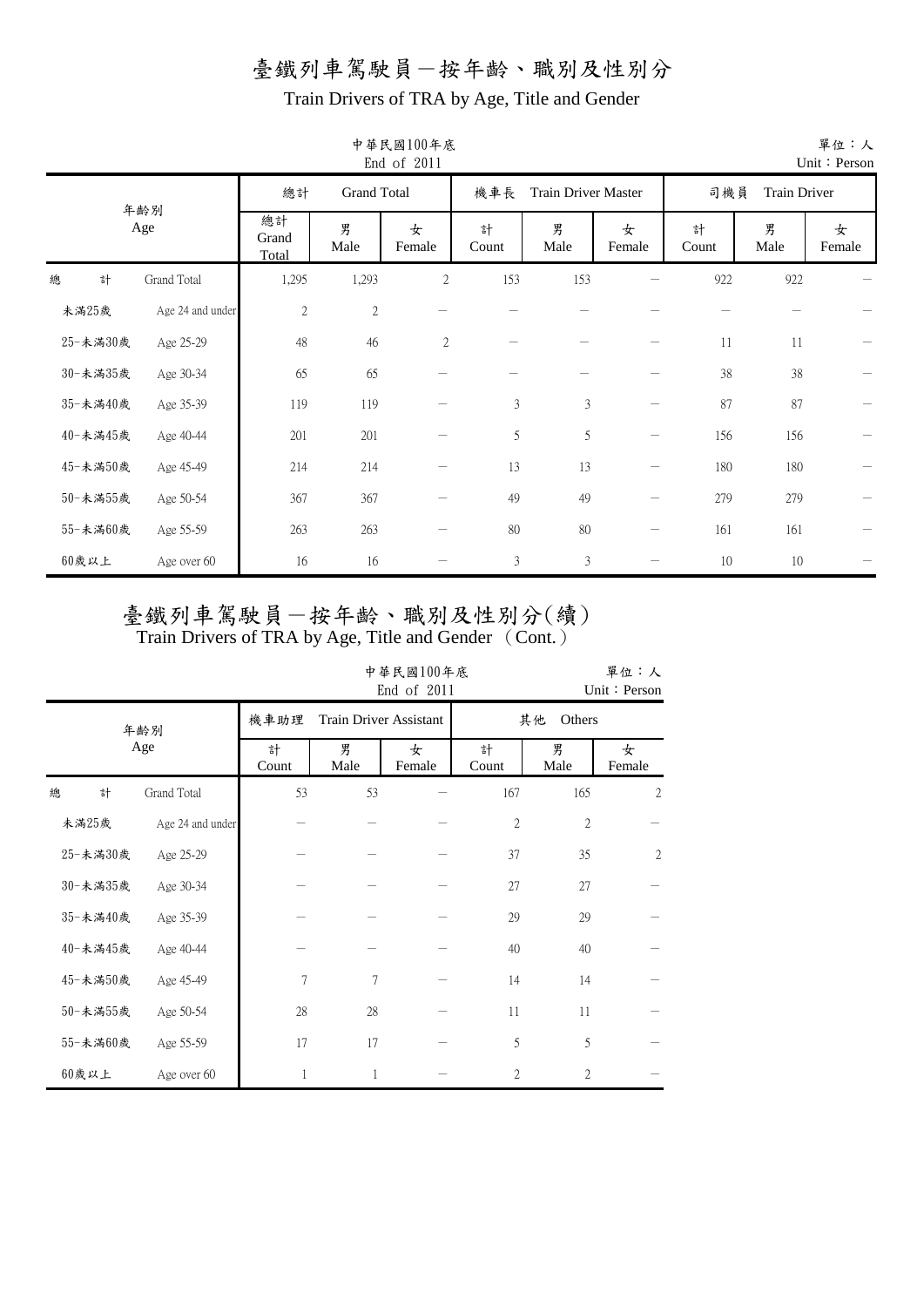# 臺鐵列車駕駛員－按年齡、職別及性別分

## Train Drivers of TRA by Age, Title and Gender

中華民國100年底
End of 2011

單位：人
Unit：Person

| 年齡別 Age | | 總計 Grand Total | | | 機車長 Train Driver Master | | | 司機員 Train Driver | | |
|---|---|---|---|---|---|---|---|---|---|---|
| | | 總計 Grand Total | 男 Male | 女 Female | 計 Count | 男 Male | 女 Female | 計 Count | 男 Male | 女 Female |
| 總　計 | Grand Total | 1,295 | 1,293 | 2 | 153 | 153 | － | 922 | 922 | － |
| 未滿25歲 | Age 24 and under | 2 | 2 | － | － | － | － | － | － | － |
| 25-未滿30歲 | Age 25-29 | 48 | 46 | 2 | － | － | － | 11 | 11 | － |
| 30-未滿35歲 | Age 30-34 | 65 | 65 | － | － | － | － | 38 | 38 | － |
| 35-未滿40歲 | Age 35-39 | 119 | 119 | － | 3 | 3 | － | 87 | 87 | － |
| 40-未滿45歲 | Age 40-44 | 201 | 201 | － | 5 | 5 | － | 156 | 156 | － |
| 45-未滿50歲 | Age 45-49 | 214 | 214 | － | 13 | 13 | － | 180 | 180 | － |
| 50-未滿55歲 | Age 50-54 | 367 | 367 | － | 49 | 49 | － | 279 | 279 | － |
| 55-未滿60歲 | Age 55-59 | 263 | 263 | － | 80 | 80 | － | 161 | 161 | － |
| 60歲以上 | Age over 60 | 16 | 16 | － | 3 | 3 | － | 10 | 10 | － |

# 臺鐵列車駕駛員－按年齡、職別及性別分(續)

## Train Drivers of TRA by Age, Title and Gender （Cont.）

中華民國100年底
End of 2011

單位：人
Unit：Person

| 年齡別 Age | | 機車助理 Train Driver Assistant | | | 其他 Others | | |
|---|---|---|---|---|---|---|---|
| | | 計 Count | 男 Male | 女 Female | 計 Count | 男 Male | 女 Female |
| 總　計 | Grand Total | 53 | 53 | － | 167 | 165 | 2 |
| 未滿25歲 | Age 24 and under | － | － | － | 2 | 2 | － |
| 25-未滿30歲 | Age 25-29 | － | － | － | 37 | 35 | 2 |
| 30-未滿35歲 | Age 30-34 | － | － | － | 27 | 27 | － |
| 35-未滿40歲 | Age 35-39 | － | － | － | 29 | 29 | － |
| 40-未滿45歲 | Age 40-44 | － | － | － | 40 | 40 | － |
| 45-未滿50歲 | Age 45-49 | 7 | 7 | － | 14 | 14 | － |
| 50-未滿55歲 | Age 50-54 | 28 | 28 | － | 11 | 11 | － |
| 55-未滿60歲 | Age 55-59 | 17 | 17 | － | 5 | 5 | － |
| 60歲以上 | Age over 60 | 1 | 1 | － | 2 | 2 | － |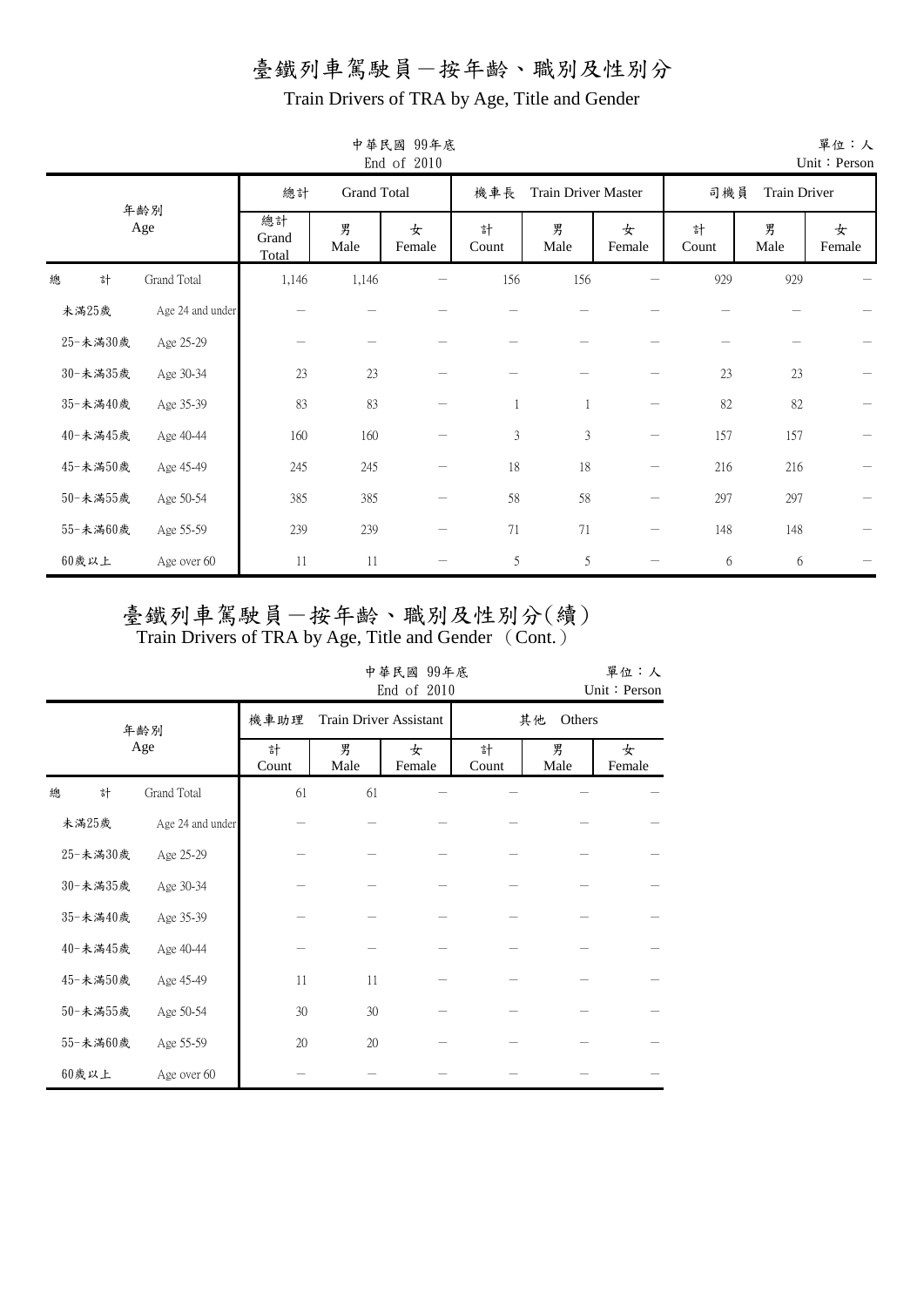# 臺鐵列車駕駛員－按年齡、職別及性別分

## Train Drivers of TRA by Age, Title and Gender

中華民國 99年底
End of 2010

單位：人
Unit：Person

| 年齡別 Age | | 總計 Grand Total | | | 機車長 Train Driver Master | | | 司機員 Train Driver | | |
|---|---|---|---|---|---|---|---|---|---|---|
| | | 總計 Grand Total | 男 Male | 女 Female | 計 Count | 男 Male | 女 Female | 計 Count | 男 Male | 女 Female |
| 總　計 | Grand Total | 1,146 | 1,146 | － | 156 | 156 | － | 929 | 929 | － |
| 未滿25歲 | Age 24 and under | － | － | － | － | － | － | － | － | － |
| 25-未滿30歲 | Age 25-29 | － | － | － | － | － | － | － | － | － |
| 30-未滿35歲 | Age 30-34 | 23 | 23 | － | － | － | － | 23 | 23 | － |
| 35-未滿40歲 | Age 35-39 | 83 | 83 | － | 1 | 1 | － | 82 | 82 | － |
| 40-未滿45歲 | Age 40-44 | 160 | 160 | － | 3 | 3 | － | 157 | 157 | － |
| 45-未滿50歲 | Age 45-49 | 245 | 245 | － | 18 | 18 | － | 216 | 216 | － |
| 50-未滿55歲 | Age 50-54 | 385 | 385 | － | 58 | 58 | － | 297 | 297 | － |
| 55-未滿60歲 | Age 55-59 | 239 | 239 | － | 71 | 71 | － | 148 | 148 | － |
| 60歲以上 | Age over 60 | 11 | 11 | － | 5 | 5 | － | 6 | 6 | － |

# 臺鐵列車駕駛員－按年齡、職別及性別分(續)

## Train Drivers of TRA by Age, Title and Gender （Cont.）

中華民國 99年底
End of 2010

單位：人
Unit：Person

| 年齡別 Age | | 機車助理 Train Driver Assistant | | | 其他 Others | | |
|---|---|---|---|---|---|---|---|
| | | 計 Count | 男 Male | 女 Female | 計 Count | 男 Male | 女 Female |
| 總　計 | Grand Total | 61 | 61 | － | － | － | － |
| 未滿25歲 | Age 24 and under | － | － | － | － | － | － |
| 25-未滿30歲 | Age 25-29 | － | － | － | － | － | － |
| 30-未滿35歲 | Age 30-34 | － | － | － | － | － | － |
| 35-未滿40歲 | Age 35-39 | － | － | － | － | － | － |
| 40-未滿45歲 | Age 40-44 | － | － | － | － | － | － |
| 45-未滿50歲 | Age 45-49 | 11 | 11 | － | － | － | － |
| 50-未滿55歲 | Age 50-54 | 30 | 30 | － | － | － | － |
| 55-未滿60歲 | Age 55-59 | 20 | 20 | － | － | － | － |
| 60歲以上 | Age over 60 | － | － | － | － | － | － |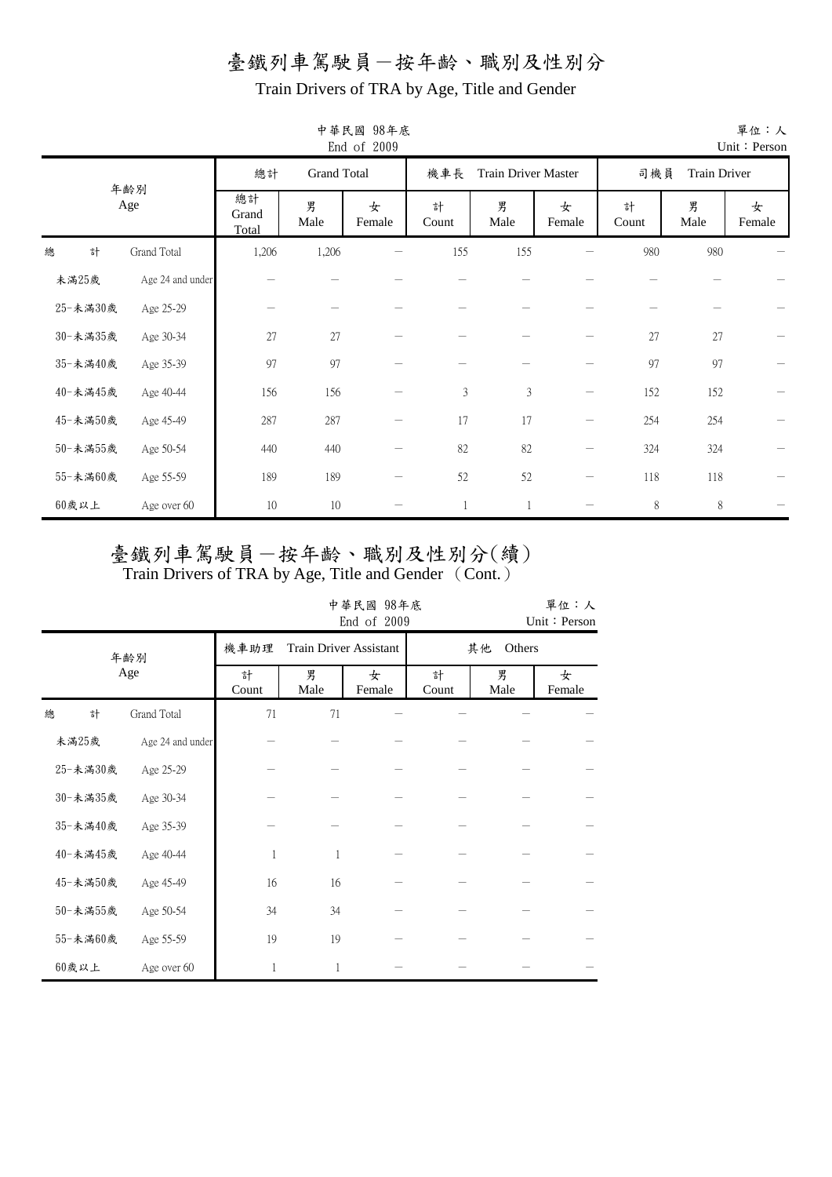# 臺鐵列車駕駛員－按年齡、職別及性別分

## Train Drivers of TRA by Age, Title and Gender

中華民國 98年底
End of 2009

單位：人
Unit：Person

| 年齡別 Age | | 總計 Grand Total | | | 機車長 Train Driver Master | | | 司機員 Train Driver | | |
|---|---|---|---|---|---|---|---|---|---|---|
| | | 總計 Grand Total | 男 Male | 女 Female | 計 Count | 男 Male | 女 Female | 計 Count | 男 Male | 女 Female |
| 總　計 | Grand Total | 1,206 | 1,206 | － | 155 | 155 | － | 980 | 980 | － |
| 未滿25歲 | Age 24 and under | － | － | － | － | － | － | － | － | － |
| 25-未滿30歲 | Age 25-29 | － | － | － | － | － | － | － | － | － |
| 30-未滿35歲 | Age 30-34 | 27 | 27 | － | － | － | － | 27 | 27 | － |
| 35-未滿40歲 | Age 35-39 | 97 | 97 | － | － | － | － | 97 | 97 | － |
| 40-未滿45歲 | Age 40-44 | 156 | 156 | － | 3 | 3 | － | 152 | 152 | － |
| 45-未滿50歲 | Age 45-49 | 287 | 287 | － | 17 | 17 | － | 254 | 254 | － |
| 50-未滿55歲 | Age 50-54 | 440 | 440 | － | 82 | 82 | － | 324 | 324 | － |
| 55-未滿60歲 | Age 55-59 | 189 | 189 | － | 52 | 52 | － | 118 | 118 | － |
| 60歲以上 | Age over 60 | 10 | 10 | － | 1 | 1 | － | 8 | 8 | － |

# 臺鐵列車駕駛員－按年齡、職別及性別分(續)

## Train Drivers of TRA by Age, Title and Gender （Cont.）

中華民國 98年底
End of 2009

單位：人
Unit：Person

| 年齡別 Age | | 機車助理 Train Driver Assistant | | | 其他 Others | | |
|---|---|---|---|---|---|---|---|
| | | 計 Count | 男 Male | 女 Female | 計 Count | 男 Male | 女 Female |
| 總　計 | Grand Total | 71 | 71 | － | － | － | － |
| 未滿25歲 | Age 24 and under | － | － | － | － | － | － |
| 25-未滿30歲 | Age 25-29 | － | － | － | － | － | － |
| 30-未滿35歲 | Age 30-34 | － | － | － | － | － | － |
| 35-未滿40歲 | Age 35-39 | － | － | － | － | － | － |
| 40-未滿45歲 | Age 40-44 | 1 | 1 | － | － | － | － |
| 45-未滿50歲 | Age 45-49 | 16 | 16 | － | － | － | － |
| 50-未滿55歲 | Age 50-54 | 34 | 34 | － | － | － | － |
| 55-未滿60歲 | Age 55-59 | 19 | 19 | － | － | － | － |
| 60歲以上 | Age over 60 | 1 | 1 | － | － | － | － |